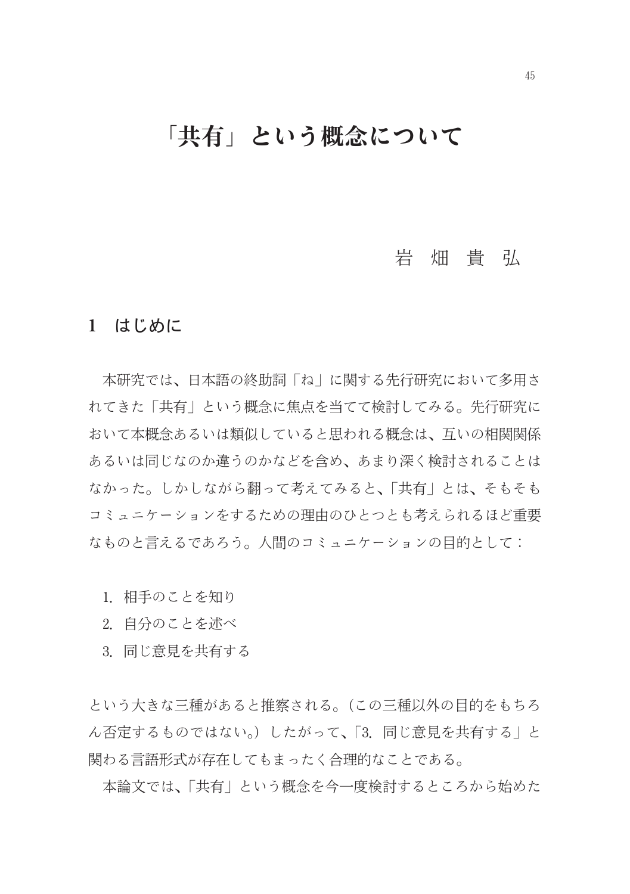# 「共有」という概念について

岩 畑 貴 弘

## 1　はじめに

本研究では、日本語の終助詞「ね」に関する先行研究において多用されてきた「共有」という概念に焦点を当てて検討してみる。先行研究において本概念あるいは類似していると思われる概念は、互いの相関関係あるいは同じなのか違うのかなどを含め、あまり深く検討されることはなかった。しかしながら翻って考えてみると、「共有」とは、そもそもコミュニケーションをするための理由のひとつとも考えられるほど重要なものと言えるであろう。人間のコミュニケーションの目的として：

1. 相手のことを知り
2. 自分のことを述べ
3. 同じ意見を共有する

という大きな三種があると推察される。（この三種以外の目的をもちろん否定するものではない。）したがって、「3. 同じ意見を共有する」と関わる言語形式が存在してもまったく合理的なことである。

本論文では、「共有」という概念を今一度検討するところから始めた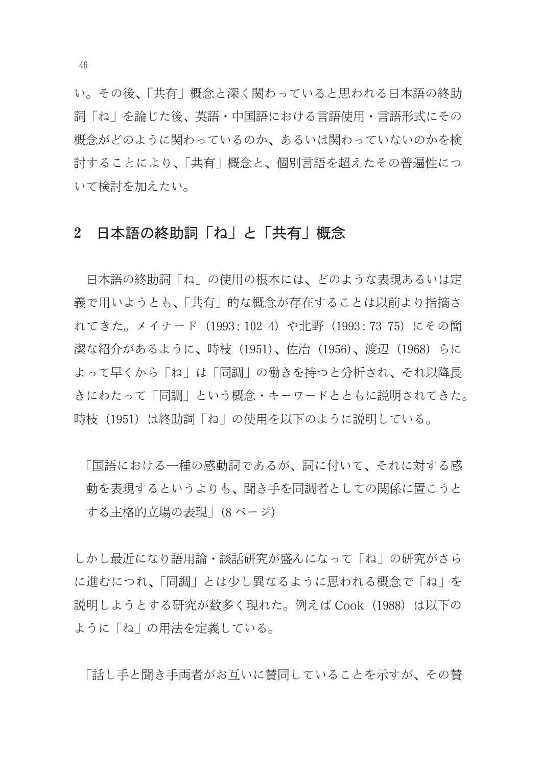い。その後、「共有」概念と深く関わっていると思われる日本語の終助詞「ね」を論じた後、英語・中国語における言語使用・言語形式にその概念がどのように関わっているのか、あるいは関わっていないのかを検討することにより、「共有」概念と、個別言語を超えたその普遍性について検討を加えたい。

## 2　日本語の終助詞「ね」と「共有」概念

日本語の終助詞「ね」の使用の根本には、どのような表現あるいは定義で用いようとも、「共有」的な概念が存在することは以前より指摘されてきた。メイナード（1993: 102-4）や北野（1993: 73-75）にその簡潔な紹介があるように、時枝（1951）、佐治（1956）、渡辺（1968）らによって早くから「ね」は「同調」の働きを持つと分析され、それ以降長きにわたって「同調」という概念・キーワードとともに説明されてきた。時枝（1951）は終助詞「ね」の使用を以下のように説明している。

「国語における一種の感動詞であるが、詞に付いて、それに対する感動を表現するというよりも、聞き手を同調者としての関係に置こうとする主格的立場の表現」(8 ページ)

しかし最近になり語用論・談話研究が盛んになって「ね」の研究がさらに進むにつれ、「同調」とは少し異なるように思われる概念で「ね」を説明しようとする研究が数多く現れた。例えば Cook（1988）は以下のように「ね」の用法を定義している。

「話し手と聞き手両者がお互いに賛同していることを示すが、その賛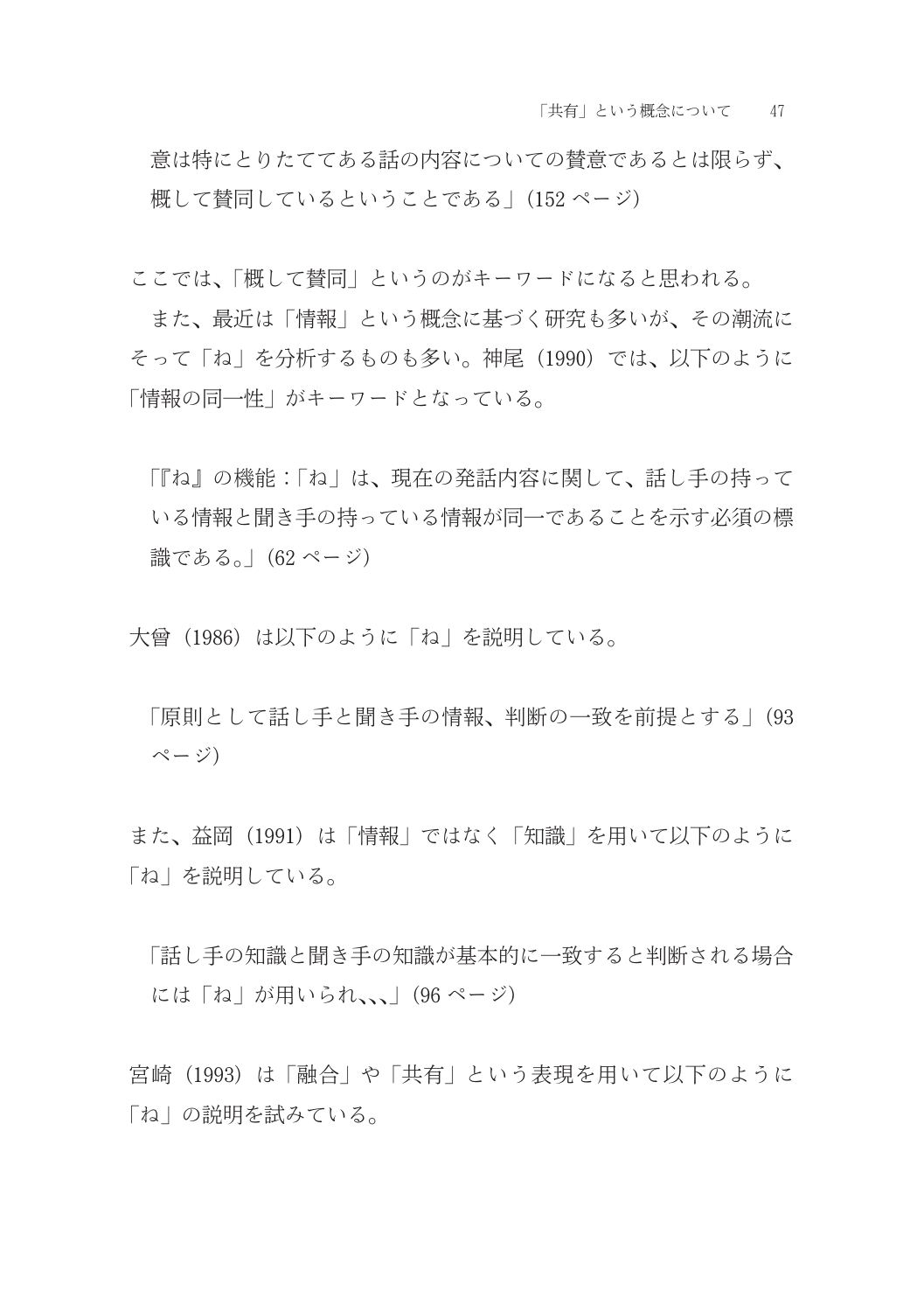意は特にとりたててある話の内容についての賛意であるとは限らず、概して賛同しているということである」(152 ページ)

ここでは、「概して賛同」というのがキーワードになると思われる。

また、最近は「情報」という概念に基づく研究も多いが、その潮流にそって「ね」を分析するものも多い。神尾（1990）では、以下のように「情報の同一性」がキーワードとなっている。

> 「『ね』の機能：「ね」は、現在の発話内容に関して、話し手の持っている情報と聞き手の持っている情報が同一であることを示す必須の標識である。」(62 ページ)

大曽（1986）は以下のように「ね」を説明している。

> 「原則として話し手と聞き手の情報、判断の一致を前提とする」(93 ページ)

また、益岡（1991）は「情報」ではなく「知識」を用いて以下のように「ね」を説明している。

> 「話し手の知識と聞き手の知識が基本的に一致すると判断される場合には「ね」が用いられ､､､」(96 ページ)

宮崎（1993）は「融合」や「共有」という表現を用いて以下のように「ね」の説明を試みている。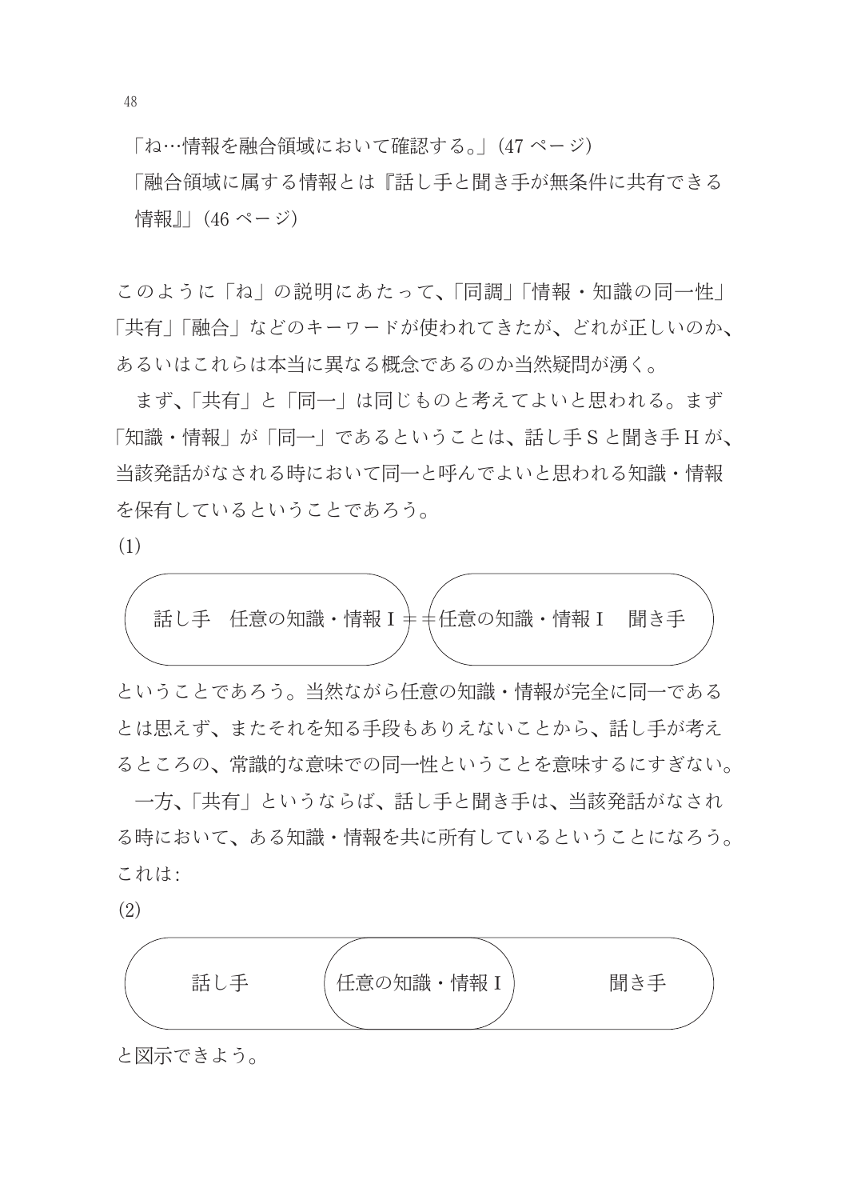「ね…情報を融合領域において確認する。」(47 ページ)

「融合領域に属する情報とは『話し手と聞き手が無条件に共有できる情報』」(46 ページ)

このように「ね」の説明にあたって、「同調」「情報・知識の同一性」「共有」「融合」などのキーワードが使われてきたが、どれが正しいのか、あるいはこれらは本当に異なる概念であるのか当然疑問が湧く。

まず、「共有」と「同一」は同じものと考えてよいと思われる。まず「知識・情報」が「同一」であるということは、話し手Sと聞き手Hが、当該発話がなされる時において同一と呼んでよいと思われる知識・情報を保有しているということであろう。

(1)

話し手　任意の知識・情報 I ＝＝任意の知識・情報 I　聞き手

ということであろう。当然ながら任意の知識・情報が完全に同一であるとは思えず、またそれを知る手段もありえないことから、話し手が考えるところの、常識的な意味での同一性ということを意味するにすぎない。

一方、「共有」というならば、話し手と聞き手は、当該発話がなされる時において、ある知識・情報を共に所有しているということになろう。これは:

(2)

話し手　任意の知識・情報 I　聞き手

と図示できよう。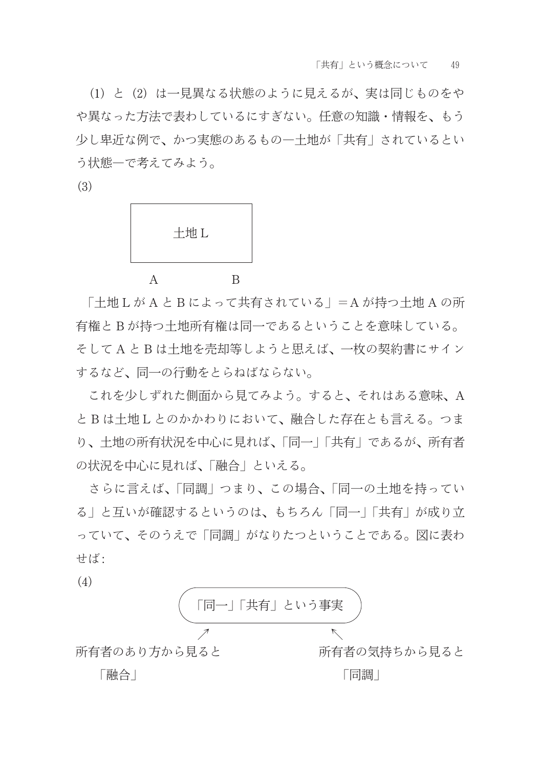(1) と (2) は一見異なる状態のように見えるが、実は同じものをやや異なった方法で表わしているにすぎない。任意の知識・情報を、もう少し卑近な例で、かつ実態のあるもの—土地が「共有」されているという状態—で考えてみよう。

(3)

| 土地Ｌ |
|---|

A　　　　　B

「土地ＬがＡとＢによって共有されている」＝Ａが持つ土地Ａの所有権とＢが持つ土地所有権は同一であるということを意味している。そしてＡとＢは土地を売却等しようと思えば、一枚の契約書にサインするなど、同一の行動をとらねばならない。

これを少しずれた側面から見てみよう。すると、それはある意味、ＡとＢは土地Ｌとのかかわりにおいて、融合した存在とも言える。つまり、土地の所有状況を中心に見れば、「同一」「共有」であるが、所有者の状況を中心に見れば、「融合」といえる。

さらに言えば、「同調」つまり、この場合、「同一の土地を持っている」と互いが確認するというのは、もちろん「同一」「共有」が成り立っていて、そのうえで「同調」がなりたつということである。図に表わせば:

(4)

（「同一」「共有」という事実）

↗　　　　　↖

所有者のあり方から見ると「融合」

所有者の気持ちから見ると「同調」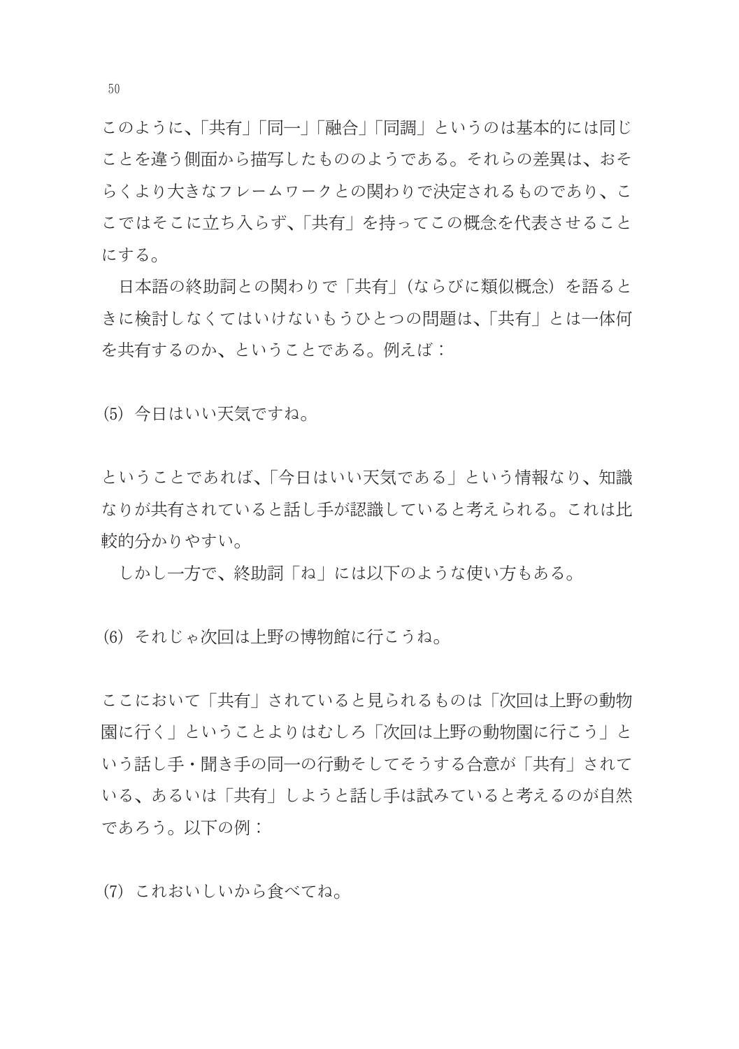このように、「共有」「同一」「融合」「同調」というのは基本的には同じことを違う側面から描写したもののようである。それらの差異は、おそらくより大きなフレームワークとの関わりで決定されるものであり、ここではそこに立ち入らず、「共有」を持ってこの概念を代表させることにする。

日本語の終助詞との関わりで「共有」（ならびに類似概念）を語るときに検討しなくてはいけないもうひとつの問題は、「共有」とは一体何を共有するのか、ということである。例えば：

(5) 今日はいい天気ですね。

ということであれば、「今日はいい天気である」という情報なり、知識なりが共有されていると話し手が認識していると考えられる。これは比較的分かりやすい。

しかし一方で、終助詞「ね」には以下のような使い方もある。

(6) それじゃ次回は上野の博物館に行こうね。

ここにおいて「共有」されていると見られるものは「次回は上野の動物園に行く」ということよりはむしろ「次回は上野の動物園に行こう」という話し手・聞き手の同一の行動そしてそうする合意が「共有」されている、あるいは「共有」しようと話し手は試みていると考えるのが自然であろう。以下の例：

(7) これおいしいから食べてね。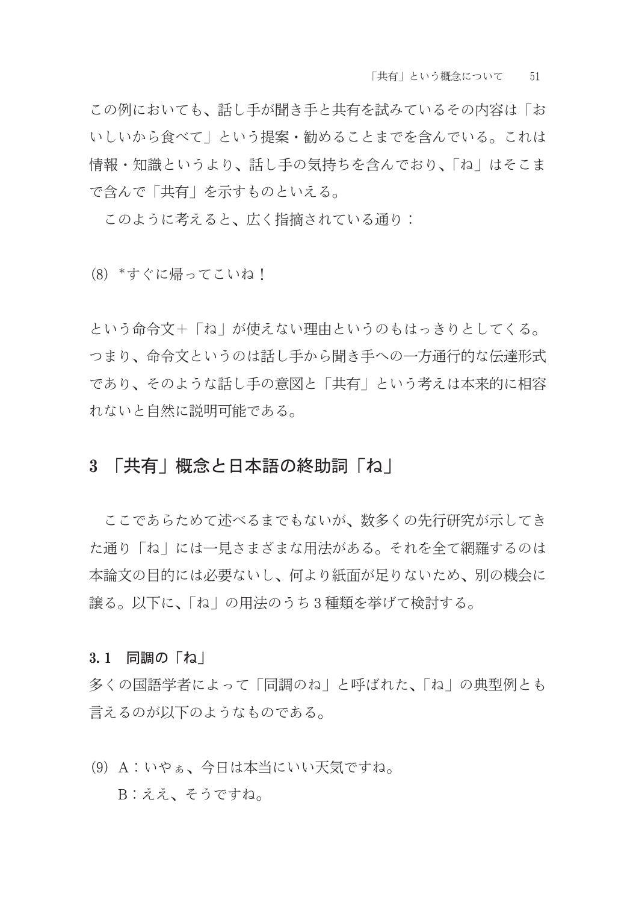この例においても、話し手が聞き手と共有を試みているその内容は「おいしいから食べて」という提案・勧めることまでを含んでいる。これは情報・知識というより、話し手の気持ちを含んでおり、「ね」はそこまで含んで「共有」を示すものといえる。

このように考えると、広く指摘されている通り：

(8) *すぐに帰ってこいね！

という命令文＋「ね」が使えない理由というのもはっきりとしてくる。つまり、命令文というのは話し手から聞き手への一方通行的な伝達形式であり、そのような話し手の意図と「共有」という考えは本来的に相容れないと自然に説明可能である。

## 3 「共有」概念と日本語の終助詞「ね」

ここであらためて述べるまでもないが、数多くの先行研究が示してきた通り「ね」には一見さまざまな用法がある。それを全て網羅するのは本論文の目的には必要ないし、何より紙面が足りないため、別の機会に譲る。以下に、「ね」の用法のうち 3 種類を挙げて検討する。

### 3.1 同調の「ね」

多くの国語学者によって「同調のね」と呼ばれた、「ね」の典型例とも言えるのが以下のようなものである。

(9) A：いやぁ、今日は本当にいい天気ですね。
　　B：ええ、そうですね。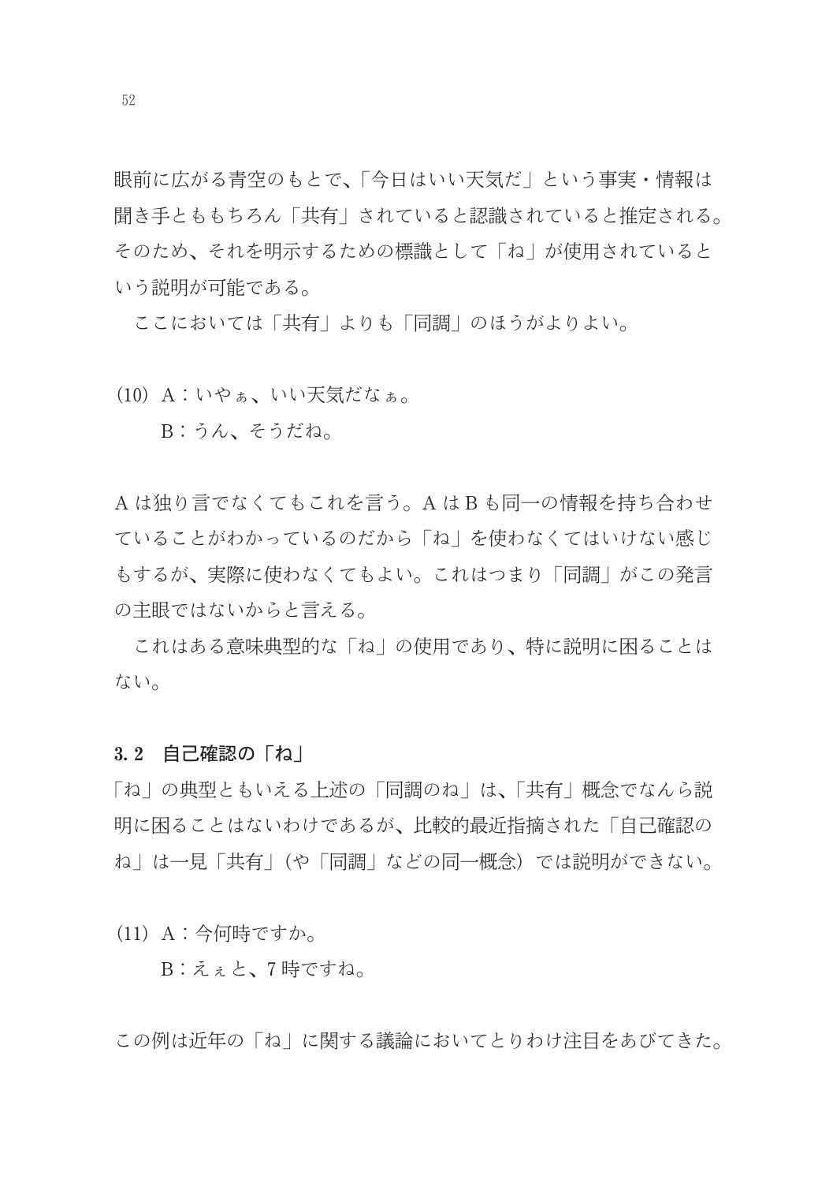眼前に広がる青空のもとで、「今日はいい天気だ」という事実・情報は聞き手とももちろん「共有」されていると認識されていると推定される。そのため、それを明示するための標識として「ね」が使用されているという説明が可能である。

ここにおいては「共有」よりも「同調」のほうがよりよい。

(10) A：いやぁ、いい天気だなぁ。
　　B：うん、そうだね。

A は独り言でなくてもこれを言う。A は B も同一の情報を持ち合わせていることがわかっているのだから「ね」を使わなくてはいけない感じもするが、実際に使わなくてもよい。これはつまり「同調」がこの発言の主眼ではないからと言える。

これはある意味典型的な「ね」の使用であり、特に説明に困ることはない。

### 3.2 自己確認の「ね」

「ね」の典型ともいえる上述の「同調のね」は、「共有」概念でなんら説明に困ることはないわけであるが、比較的最近指摘された「自己確認のね」は一見「共有」（や「同調」などの同一概念）では説明ができない。

(11) A：今何時ですか。
　　B：えぇと、7時ですね。

この例は近年の「ね」に関する議論においてとりわけ注目をあびてきた。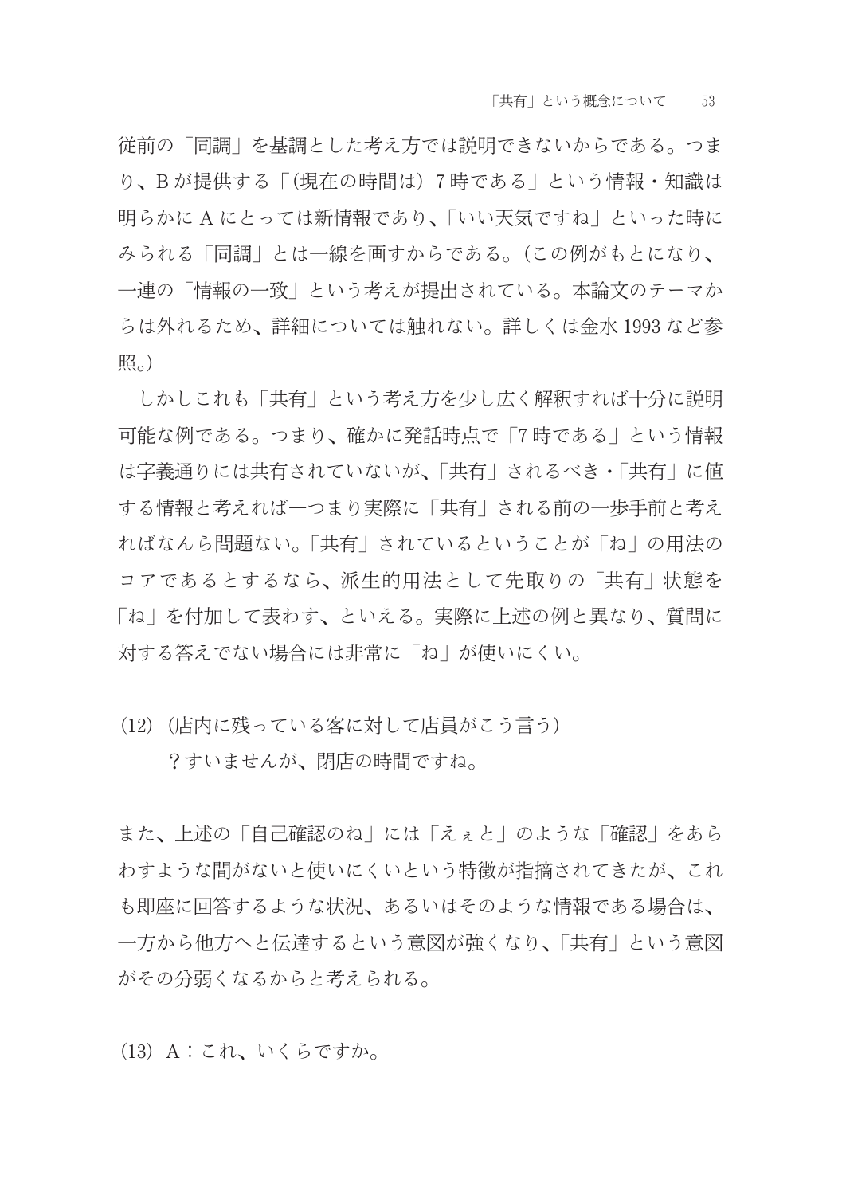従前の「同調」を基調とした考え方では説明できないからである。つまり、Bが提供する「(現在の時間は) 7時である」という情報・知識は明らかにAにとっては新情報であり、「いい天気ですね」といった時にみられる「同調」とは一線を画すからである。(この例がもとになり、一連の「情報の一致」という考えが提出されている。本論文のテーマからは外れるため、詳細については触れない。詳しくは金水1993など参照。)

しかしこれも「共有」という考え方を少し広く解釈すれば十分に説明可能な例である。つまり、確かに発話時点で「7時である」という情報は字義通りには共有されていないが、「共有」されるべき・「共有」に値する情報と考えれば—つまり実際に「共有」される前の一歩手前と考えればなんら問題ない。「共有」されているということが「ね」の用法のコアであるとするなら、派生的用法として先取りの「共有」状態を「ね」を付加して表わす、といえる。実際に上述の例と異なり、質問に対する答えでない場合には非常に「ね」が使いにくい。

(12) (店内に残っている客に対して店員がこう言う)
　　？すいませんが、閉店の時間ですね。

また、上述の「自己確認のね」には「えぇと」のような「確認」をあらわすような間がないと使いにくいという特徴が指摘されてきたが、これも即座に回答するような状況、あるいはそのような情報である場合は、一方から他方へと伝達するという意図が強くなり、「共有」という意図がその分弱くなるからと考えられる。

(13) A：これ、いくらですか。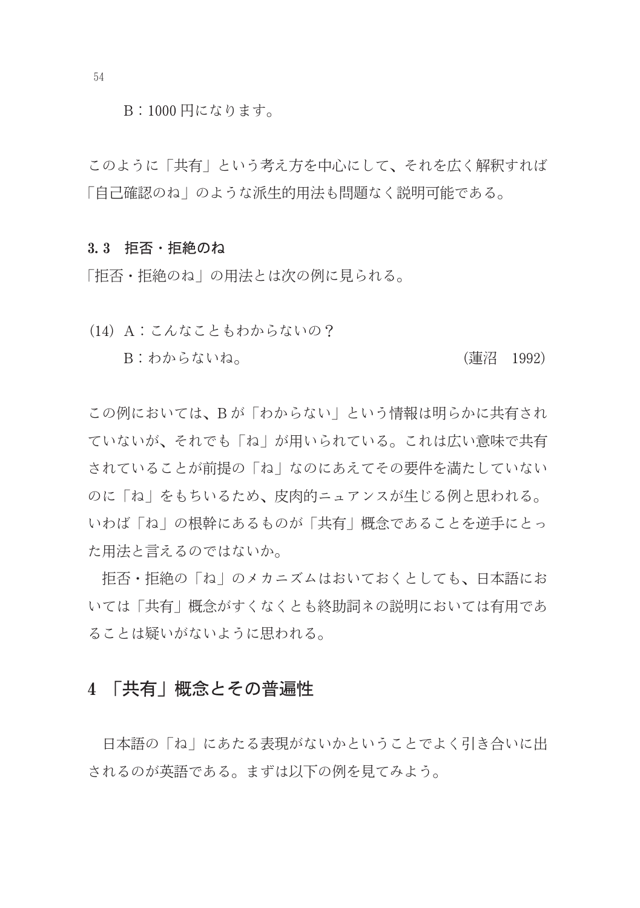B：1000 円になります。

このように「共有」という考え方を中心にして、それを広く解釈すれば「自己確認のね」のような派生的用法も問題なく説明可能である。

### 3. 3　拒否・拒絶のね

「拒否・拒絶のね」の用法とは次の例に見られる。

(14) A：こんなこともわからないの？
　　B：わからないね。　　　　　　　　　　　　　　　(蓮沼　1992)

この例においては、B が「わからない」という情報は明らかに共有されていないが、それでも「ね」が用いられている。これは広い意味で共有されていることが前提の「ね」なのにあえてその要件を満たしていないのに「ね」をもちいるため、皮肉的ニュアンスが生じる例と思われる。いわば「ね」の根幹にあるものが「共有」概念であることを逆手にとった用法と言えるのではないか。

拒否・拒絶の「ね」のメカニズムはおいておくとしても、日本語においては「共有」概念がすくなくとも終助詞ネの説明においては有用であることは疑いがないように思われる。

## 4 「共有」概念とその普遍性

日本語の「ね」にあたる表現がないかということでよく引き合いに出されるのが英語である。まずは以下の例を見てみよう。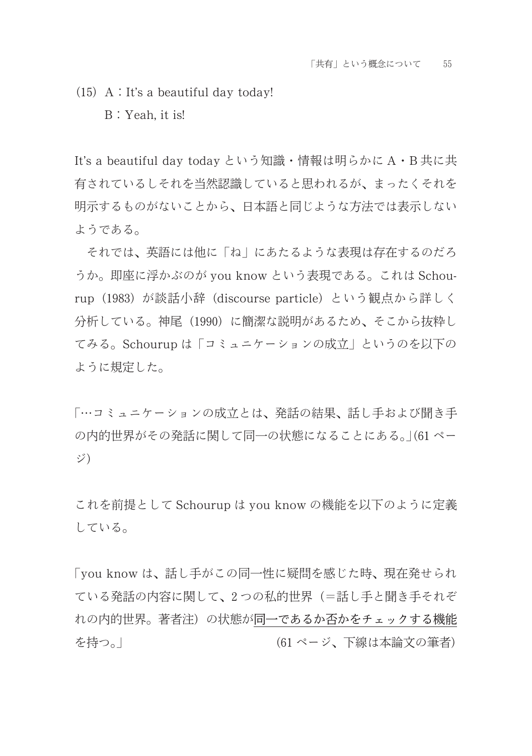(15) A：It's a beautiful day today!

　　B：Yeah, it is!

It's a beautiful day today という知識・情報は明らかに A・B 共に共有されているしそれを当然認識していると思われるが、まったくそれを明示するものがないことから、日本語と同じような方法では表示しないようである。

　それでは、英語には他に「ね」にあたるような表現は存在するのだろうか。即座に浮かぶのが you know という表現である。これは Schourup（1983）が談話小辞（discourse particle）という観点から詳しく分析している。神尾（1990）に簡潔な説明があるため、そこから抜粋してみる。Schourup は「コミュニケーションの成立」というのを以下のように規定した。

「…コミュニケーションの成立とは、発話の結果、話し手および聞き手の内的世界がその発話に関して同一の状態になることにある。」(61 ページ)

これを前提として Schourup は you know の機能を以下のように定義している。

「you know は、話し手がこの同一性に疑問を感じた時、現在発せられている発話の内容に関して、2 つの私的世界（＝話し手と聞き手それぞれの内的世界。著者注）の状態が<u>同一であるか否かをチェックする機能</u>を持つ。」　　　　　　　　　(61 ページ、下線は本論文の筆者)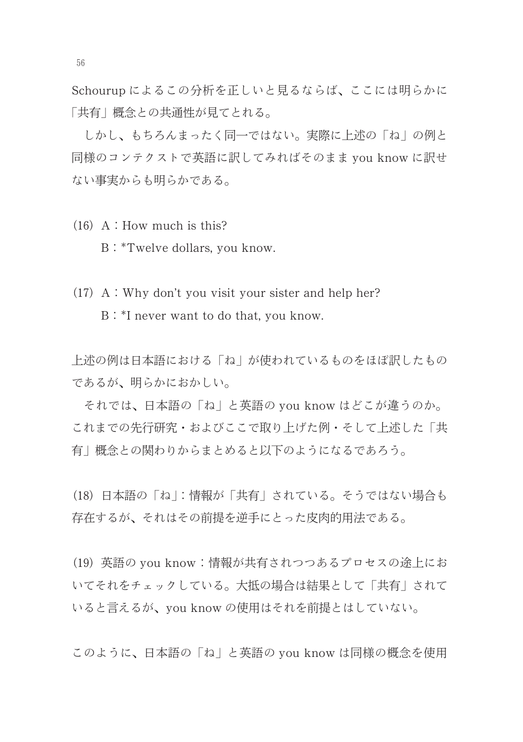Schourup によるこの分析を正しいと見るならば、ここには明らかに「共有」概念との共通性が見てとれる。

しかし、もちろんまったく同一ではない。実際に上述の「ね」の例と同様のコンテクストで英語に訳してみればそのまま you know に訳せない事実からも明らかである。

(16) A：How much is this?

　　B：*Twelve dollars, you know.

(17) A：Why don't you visit your sister and help her?

　　B：*I never want to do that, you know.

上述の例は日本語における「ね」が使われているものをほぼ訳したものであるが、明らかにおかしい。

それでは、日本語の「ね」と英語の you know はどこが違うのか。これまでの先行研究・およびここで取り上げた例・そして上述した「共有」概念との関わりからまとめると以下のようになるであろう。

(18) 日本語の「ね」: 情報が「共有」されている。そうではない場合も存在するが、それはその前提を逆手にとった皮肉的用法である。

(19) 英語の you know：情報が共有されつつあるプロセスの途上においてそれをチェックしている。大抵の場合は結果として「共有」されていると言えるが、you know の使用はそれを前提とはしていない。

このように、日本語の「ね」と英語の you know は同様の概念を使用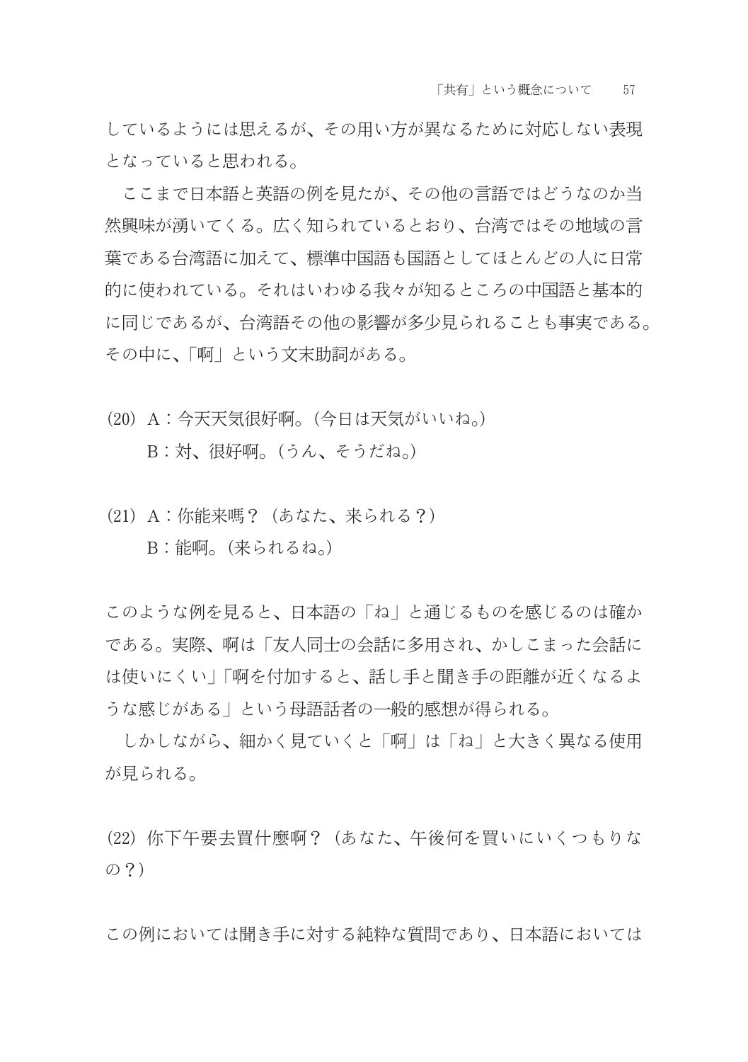しているようには思えるが、その用い方が異なるために対応しない表現となっていると思われる。

ここまで日本語と英語の例を見たが、その他の言語ではどうなのか当然興味が湧いてくる。広く知られているとおり、台湾ではその地域の言葉である台湾語に加えて、標準中国語も国語としてほとんどの人に日常的に使われている。それはいわゆる我々が知るところの中国語と基本的に同じであるが、台湾語その他の影響が多少見られることも事実である。その中に、「啊」という文末助詞がある。

(20) A：今天天気很好啊。(今日は天気がいいね。)
　　 B：対、很好啊。(うん、そうだね。)

(21) A：你能来嗎？(あなた、来られる？)
　　 B：能啊。(来られるね。)

このような例を見ると、日本語の「ね」と通じるものを感じるのは確かである。実際、啊は「友人同士の会話に多用され、かしこまった会話には使いにくい」「啊を付加すると、話し手と聞き手の距離が近くなるような感じがある」という母語話者の一般的感想が得られる。

しかしながら、細かく見ていくと「啊」は「ね」と大きく異なる使用が見られる。

(22) 你下午要去買什麼啊？(あなた、午後何を買いにいくつもりなの？)

この例においては聞き手に対する純粋な質問であり、日本語においては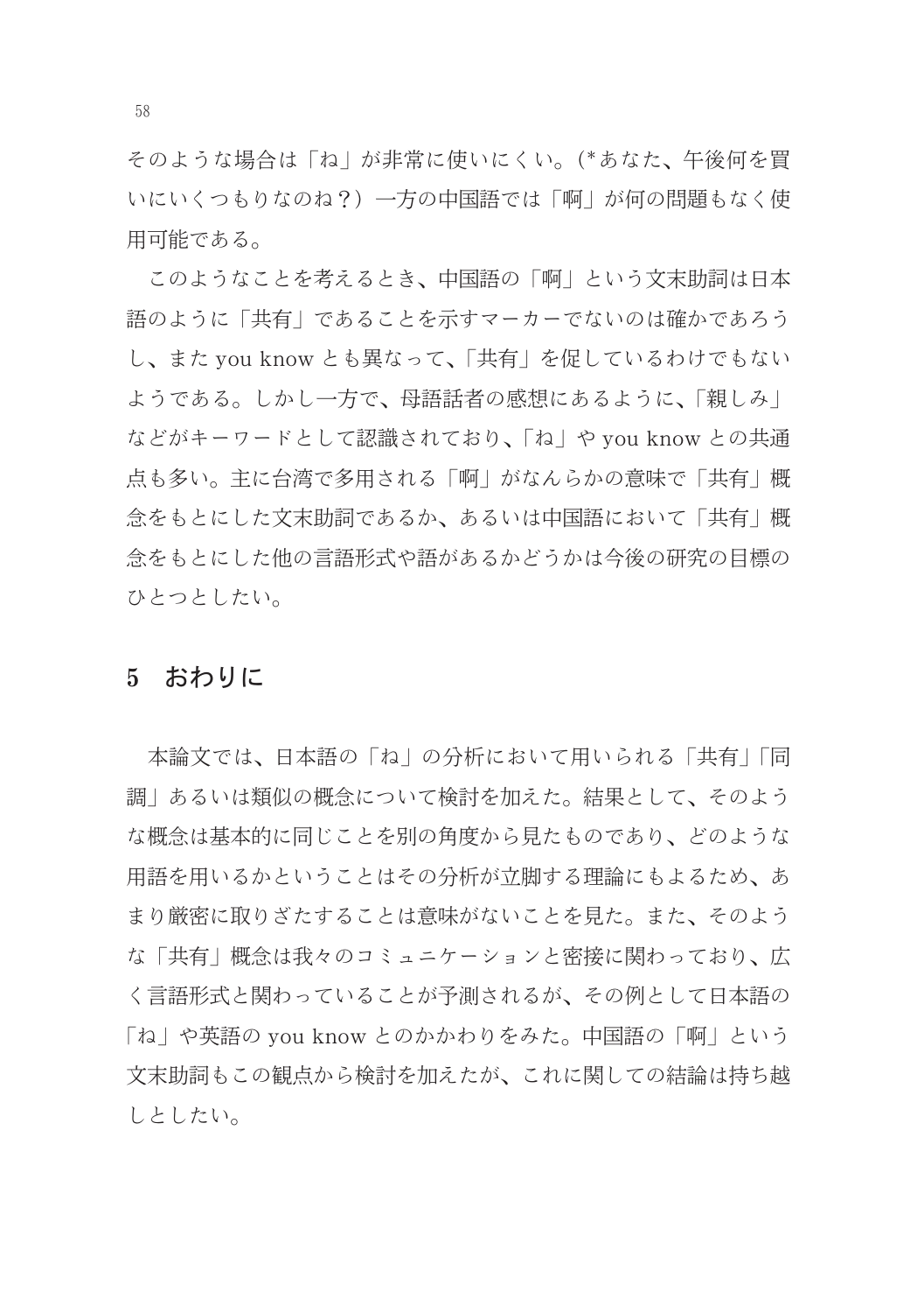そのような場合は「ね」が非常に使いにくい。(*あなた、午後何を買いにいくつもりなのね？) 一方の中国語では「啊」が何の問題もなく使用可能である。

このようなことを考えるとき、中国語の「啊」という文末助詞は日本語のように「共有」であることを示すマーカーでないのは確かであろうし、また you know とも異なって、「共有」を促しているわけでもないようである。しかし一方で、母語話者の感想にあるように、「親しみ」などがキーワードとして認識されており、「ね」や you know との共通点も多い。主に台湾で多用される「啊」がなんらかの意味で「共有」概念をもとにした文末助詞であるか、あるいは中国語において「共有」概念をもとにした他の言語形式や語があるかどうかは今後の研究の目標のひとつとしたい。

## 5 おわりに

本論文では、日本語の「ね」の分析において用いられる「共有」「同調」あるいは類似の概念について検討を加えた。結果として、そのような概念は基本的に同じことを別の角度から見たものであり、どのような用語を用いるかということはその分析が立脚する理論にもよるため、あまり厳密に取りざたすることは意味がないことを見た。また、そのような「共有」概念は我々のコミュニケーションと密接に関わっており、広く言語形式と関わっていることが予測されるが、その例として日本語の「ね」や英語の you know とのかかわりをみた。中国語の「啊」という文末助詞もこの観点から検討を加えたが、これに関しての結論は持ち越しとしたい。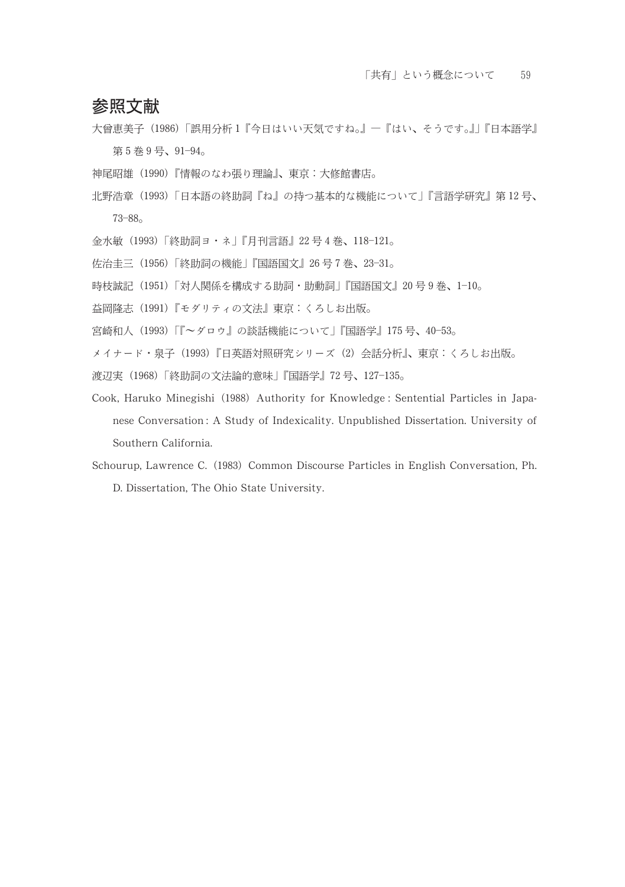## 参照文献

大曾恵美子（1986）「誤用分析 1『今日はいい天気ですね。』—『はい、そうです。』」『日本語学』第 5 巻 9 号、91–94。

神尾昭雄（1990）『情報のなわ張り理論』、東京：大修館書店。

北野浩章（1993）「日本語の終助詞『ね』の持つ基本的な機能について」『言語学研究』第 12 号、73–88。

金水敏（1993）「終助詞ヨ・ネ」『月刊言語』22 号 4 巻、118–121。

佐治圭三（1956）「終助詞の機能」『国語国文』26 号 7 巻、23–31。

時枝誠記（1951）「対人関係を構成する助詞・助動詞」『国語国文』20 号 9 巻、1–10。

益岡隆志（1991）『モダリティの文法』東京：くろしお出版。

宮崎和人（1993）「『〜ダロウ』の談話機能について」『国語学』175 号、40–53。

メイナード・泉子（1993）『日英語対照研究シリーズ（2）会話分析』、東京：くろしお出版。

渡辺実（1968）「終助詞の文法論的意味」『国語学』72 号、127–135。

Cook, Haruko Minegishi (1988) Authority for Knowledge: Sentential Particles in Japanese Conversation: A Study of Indexicality. Unpublished Dissertation. University of Southern California.

Schourup, Lawrence C. (1983) Common Discourse Particles in English Conversation, Ph. D. Dissertation, The Ohio State University.